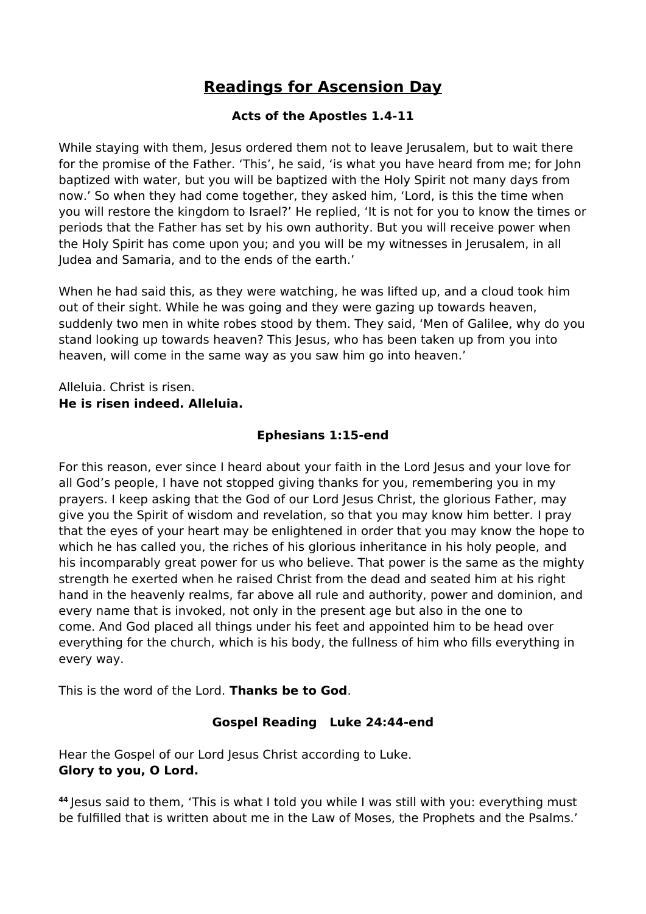# Readings for Ascension Day

### Acts of the Apostles 1.4-11

While staying with them, Jesus ordered them not to leave Jerusalem, but to wait there for the promise of the Father. 'This', he said, 'is what you have heard from me; for John baptized with water, but you will be baptized with the Holy Spirit not many days from now.' So when they had come together, they asked him, 'Lord, is this the time when you will restore the kingdom to Israel?' He replied, 'It is not for you to know the times or periods that the Father has set by his own authority. But you will receive power when the Holy Spirit has come upon you; and you will be my witnesses in Jerusalem, in all Judea and Samaria, and to the ends of the earth.'

When he had said this, as they were watching, he was lifted up, and a cloud took him out of their sight. While he was going and they were gazing up towards heaven, suddenly two men in white robes stood by them. They said, 'Men of Galilee, why do you stand looking up towards heaven? This Jesus, who has been taken up from you into heaven, will come in the same way as you saw him go into heaven.'

Alleluia. Christ is risen.
**He is risen indeed. Alleluia.**

### Ephesians 1:15-end

For this reason, ever since I heard about your faith in the Lord Jesus and your love for all God's people, I have not stopped giving thanks for you, remembering you in my prayers. I keep asking that the God of our Lord Jesus Christ, the glorious Father, may give you the Spirit of wisdom and revelation, so that you may know him better. I pray that the eyes of your heart may be enlightened in order that you may know the hope to which he has called you, the riches of his glorious inheritance in his holy people, and his incomparably great power for us who believe. That power is the same as the mighty strength he exerted when he raised Christ from the dead and seated him at his right hand in the heavenly realms, far above all rule and authority, power and dominion, and every name that is invoked, not only in the present age but also in the one to come. And God placed all things under his feet and appointed him to be head over everything for the church, which is his body, the fullness of him who fills everything in every way.

This is the word of the Lord. **Thanks be to God**.

### Gospel Reading Luke 24:44-end

Hear the Gospel of our Lord Jesus Christ according to Luke.
**Glory to you, O Lord.**

[44] Jesus said to them, 'This is what I told you while I was still with you: everything must be fulfilled that is written about me in the Law of Moses, the Prophets and the Psalms.'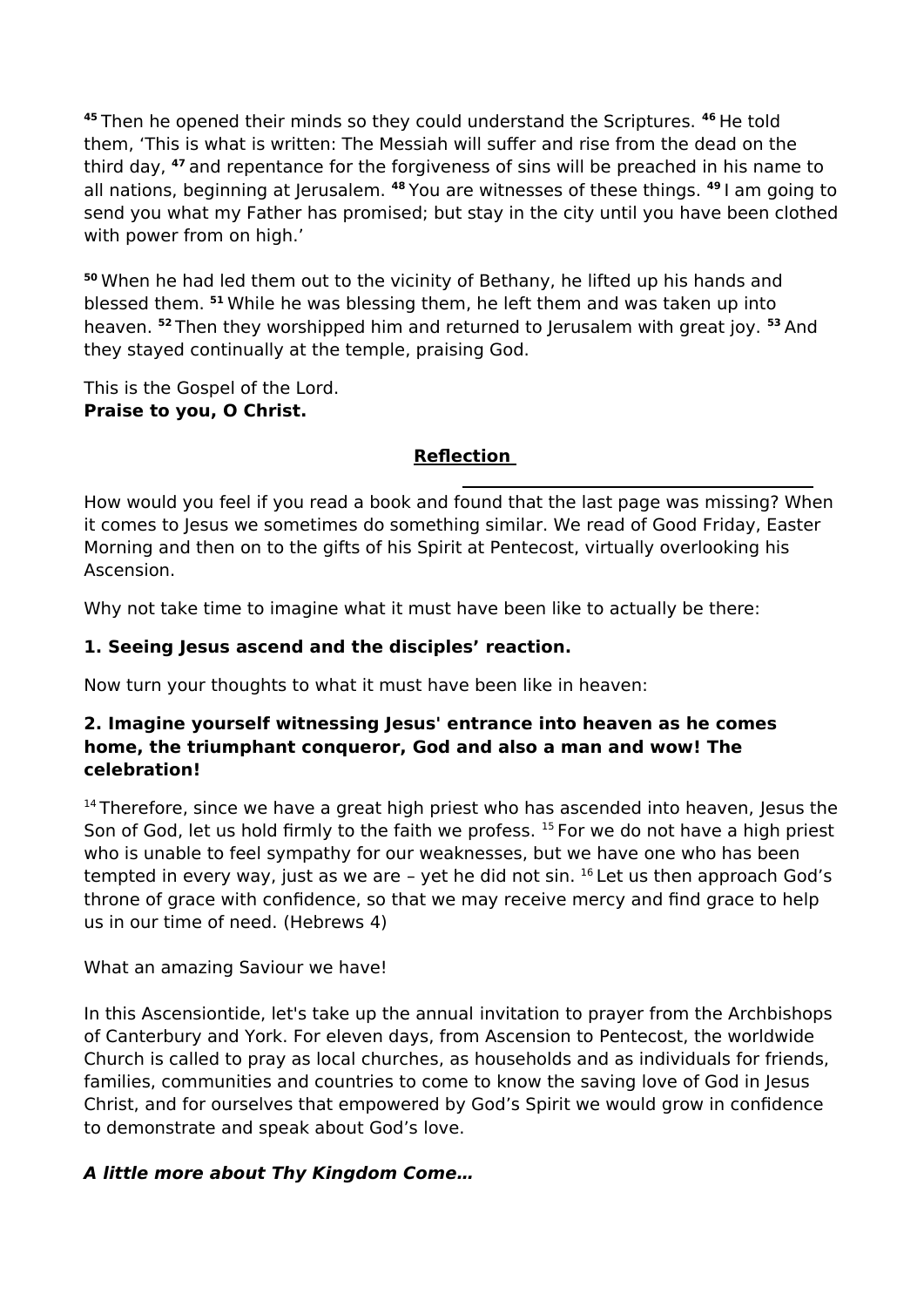[45] Then he opened their minds so they could understand the Scriptures. [46] He told them, ‘This is what is written: The Messiah will suffer and rise from the dead on the third day, [47] and repentance for the forgiveness of sins will be preached in his name to all nations, beginning at Jerusalem. [48] You are witnesses of these things. [49] I am going to send you what my Father has promised; but stay in the city until you have been clothed with power from on high.’

[50] When he had led them out to the vicinity of Bethany, he lifted up his hands and blessed them. [51] While he was blessing them, he left them and was taken up into heaven. [52] Then they worshipped him and returned to Jerusalem with great joy. [53] And they stayed continually at the temple, praising God.

This is the Gospel of the Lord.
**Praise to you, O Christ.**

## Reflection

How would you feel if you read a book and found that the last page was missing? When it comes to Jesus we sometimes do something similar. We read of Good Friday, Easter Morning and then on to the gifts of his Spirit at Pentecost, virtually overlooking his Ascension.

Why not take time to imagine what it must have been like to actually be there:

**1. Seeing Jesus ascend and the disciples’ reaction.**

Now turn your thoughts to what it must have been like in heaven:

**2. Imagine yourself witnessing Jesus' entrance into heaven as he comes home, the triumphant conqueror, God and also a man and wow! The celebration!**

[14] Therefore, since we have a great high priest who has ascended into heaven, Jesus the Son of God, let us hold firmly to the faith we profess. [15] For we do not have a high priest who is unable to feel sympathy for our weaknesses, but we have one who has been tempted in every way, just as we are – yet he did not sin. [16] Let us then approach God’s throne of grace with confidence, so that we may receive mercy and find grace to help us in our time of need. (Hebrews 4)

What an amazing Saviour we have!

In this Ascensiontide, let's take up the annual invitation to prayer from the Archbishops of Canterbury and York. For eleven days, from Ascension to Pentecost, the worldwide Church is called to pray as local churches, as households and as individuals for friends, families, communities and countries to come to know the saving love of God in Jesus Christ, and for ourselves that empowered by God’s Spirit we would grow in confidence to demonstrate and speak about God’s love.

***A little more about Thy Kingdom Come…***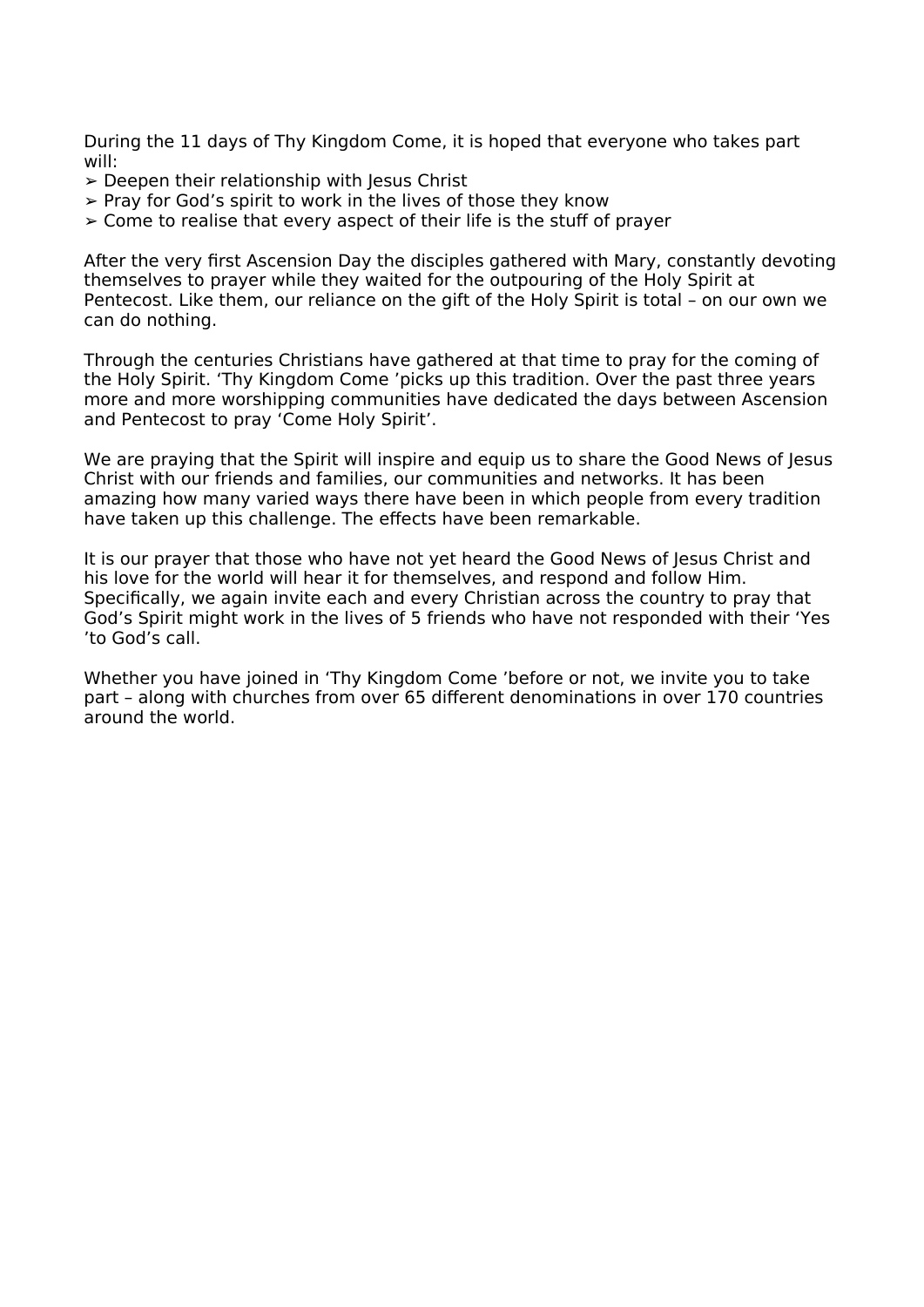During the 11 days of Thy Kingdom Come, it is hoped that everyone who takes part will:

➢ Deepen their relationship with Jesus Christ
➢ Pray for God’s spirit to work in the lives of those they know
➢ Come to realise that every aspect of their life is the stuff of prayer

After the very first Ascension Day the disciples gathered with Mary, constantly devoting themselves to prayer while they waited for the outpouring of the Holy Spirit at Pentecost. Like them, our reliance on the gift of the Holy Spirit is total – on our own we can do nothing.

Through the centuries Christians have gathered at that time to pray for the coming of the Holy Spirit. ‘Thy Kingdom Come ’picks up this tradition. Over the past three years more and more worshipping communities have dedicated the days between Ascension and Pentecost to pray ‘Come Holy Spirit’.

We are praying that the Spirit will inspire and equip us to share the Good News of Jesus Christ with our friends and families, our communities and networks. It has been amazing how many varied ways there have been in which people from every tradition have taken up this challenge. The effects have been remarkable.

It is our prayer that those who have not yet heard the Good News of Jesus Christ and his love for the world will hear it for themselves, and respond and follow Him. Specifically, we again invite each and every Christian across the country to pray that God’s Spirit might work in the lives of 5 friends who have not responded with their ‘Yes ’to God’s call.

Whether you have joined in ‘Thy Kingdom Come ’before or not, we invite you to take part – along with churches from over 65 different denominations in over 170 countries around the world.